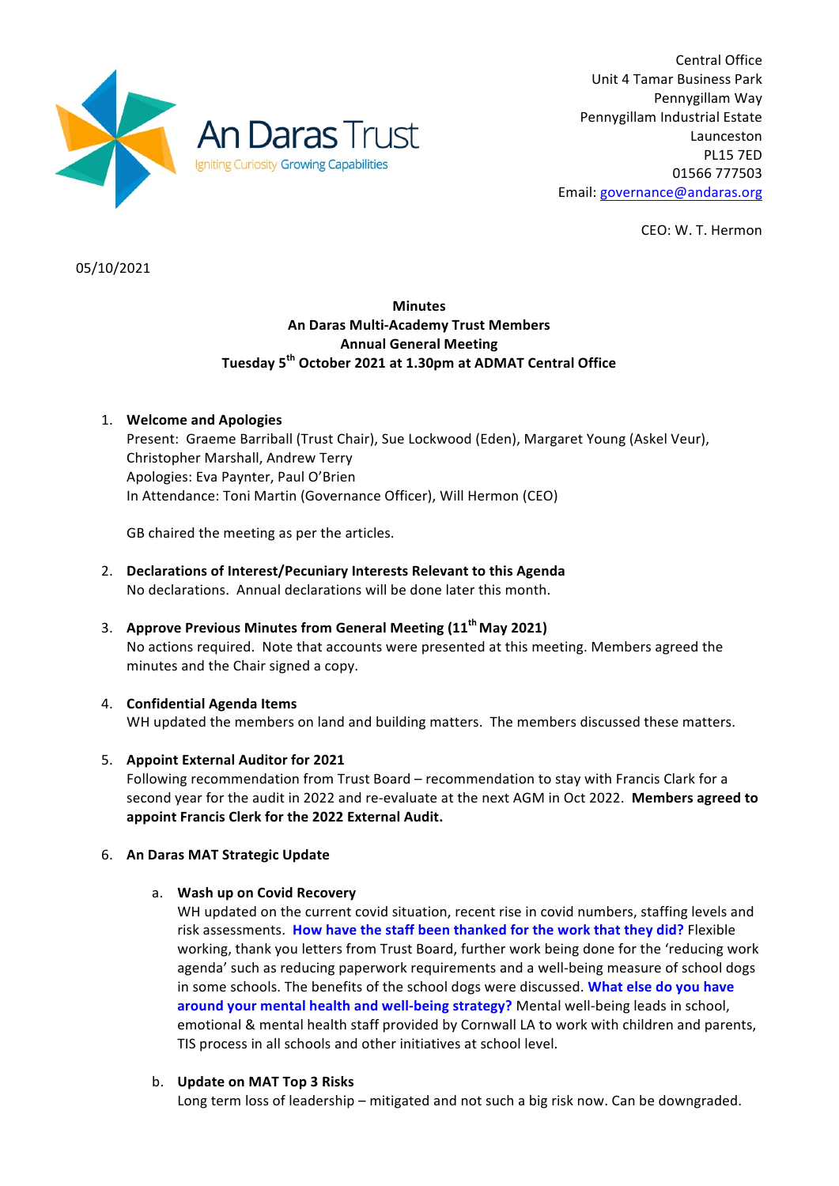An Daras Trust
Igniting Curiosity Growing Capabilities

Central Office
Unit 4 Tamar Business Park
Pennygillam Way
Pennygillam Industrial Estate
Launceston
PL15 7ED
01566 777503
Email: governance@andaras.org

CEO: W. T. Hermon

05/10/2021

**Minutes**
**An Daras Multi-Academy Trust Members**
**Annual General Meeting**
**Tuesday 5th October 2021 at 1.30pm at ADMAT Central Office**

1. **Welcome and Apologies**
   Present: Graeme Barriball (Trust Chair), Sue Lockwood (Eden), Margaret Young (Askel Veur), Christopher Marshall, Andrew Terry
   Apologies: Eva Paynter, Paul O'Brien
   In Attendance: Toni Martin (Governance Officer), Will Hermon (CEO)

   GB chaired the meeting as per the articles.

2. **Declarations of Interest/Pecuniary Interests Relevant to this Agenda**
   No declarations. Annual declarations will be done later this month.

3. **Approve Previous Minutes from General Meeting (11th May 2021)**
   No actions required. Note that accounts were presented at this meeting. Members agreed the minutes and the Chair signed a copy.

4. **Confidential Agenda Items**
   WH updated the members on land and building matters. The members discussed these matters.

5. **Appoint External Auditor for 2021**
   Following recommendation from Trust Board – recommendation to stay with Francis Clark for a second year for the audit in 2022 and re-evaluate at the next AGM in Oct 2022. **Members agreed to appoint Francis Clerk for the 2022 External Audit.**

6. **An Daras MAT Strategic Update**

   a. **Wash up on Covid Recovery**
      WH updated on the current covid situation, recent rise in covid numbers, staffing levels and risk assessments. **How have the staff been thanked for the work that they did?** Flexible working, thank you letters from Trust Board, further work being done for the 'reducing work agenda' such as reducing paperwork requirements and a well-being measure of school dogs in some schools. The benefits of the school dogs were discussed. **What else do you have around your mental health and well-being strategy?** Mental well-being leads in school, emotional & mental health staff provided by Cornwall LA to work with children and parents, TIS process in all schools and other initiatives at school level.

   b. **Update on MAT Top 3 Risks**
      Long term loss of leadership – mitigated and not such a big risk now. Can be downgraded.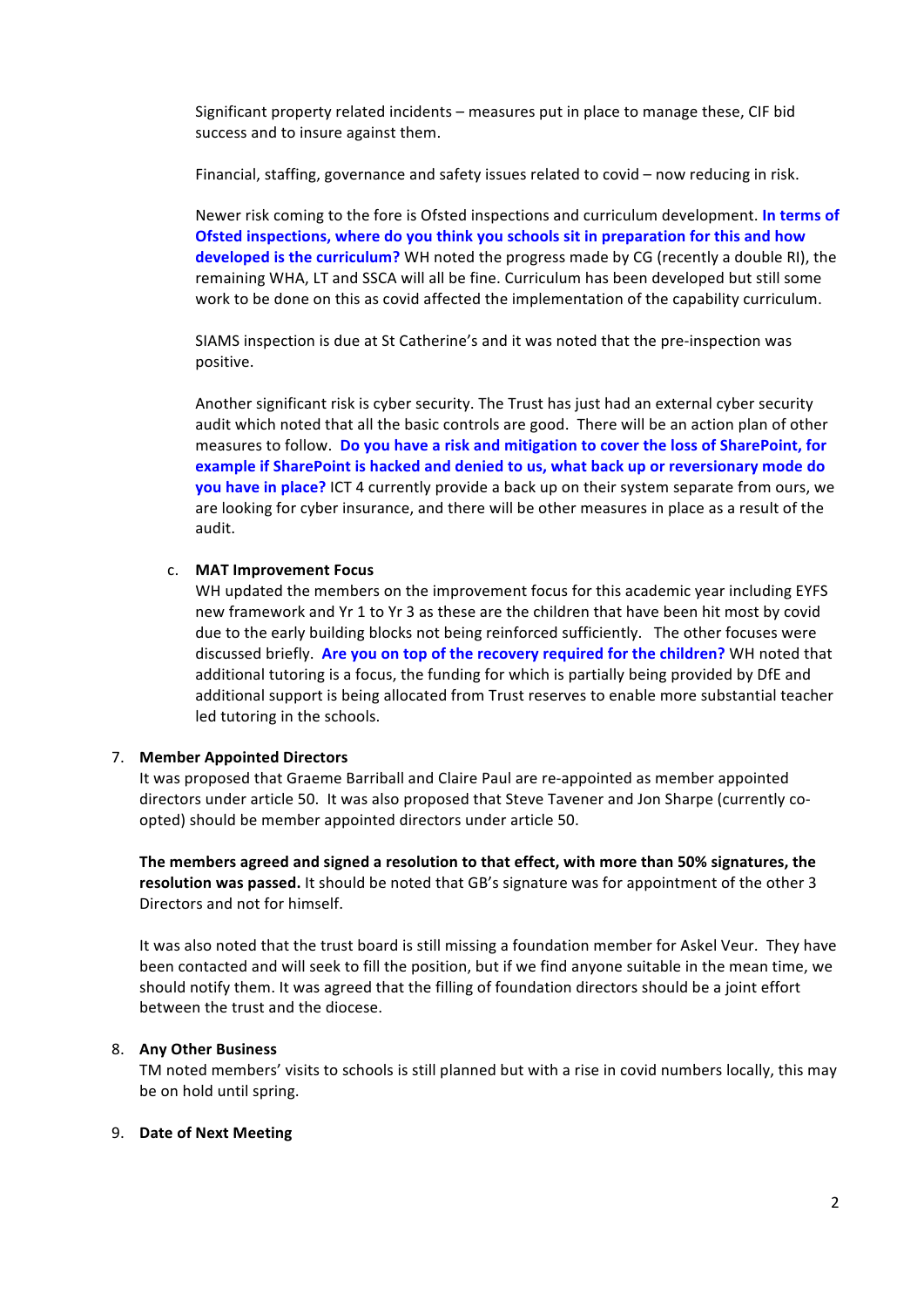Significant property related incidents – measures put in place to manage these, CIF bid success and to insure against them.

Financial, staffing, governance and safety issues related to covid – now reducing in risk.

Newer risk coming to the fore is Ofsted inspections and curriculum development. **In terms of Ofsted inspections, where do you think you schools sit in preparation for this and how developed is the curriculum?** WH noted the progress made by CG (recently a double RI), the remaining WHA, LT and SSCA will all be fine. Curriculum has been developed but still some work to be done on this as covid affected the implementation of the capability curriculum.

SIAMS inspection is due at St Catherine's and it was noted that the pre-inspection was positive.

Another significant risk is cyber security. The Trust has just had an external cyber security audit which noted that all the basic controls are good. There will be an action plan of other measures to follow. **Do you have a risk and mitigation to cover the loss of SharePoint, for example if SharePoint is hacked and denied to us, what back up or reversionary mode do you have in place?** ICT 4 currently provide a back up on their system separate from ours, we are looking for cyber insurance, and there will be other measures in place as a result of the audit.

c. **MAT Improvement Focus**

WH updated the members on the improvement focus for this academic year including EYFS new framework and Yr 1 to Yr 3 as these are the children that have been hit most by covid due to the early building blocks not being reinforced sufficiently. The other focuses were discussed briefly. **Are you on top of the recovery required for the children?** WH noted that additional tutoring is a focus, the funding for which is partially being provided by DfE and additional support is being allocated from Trust reserves to enable more substantial teacher led tutoring in the schools.

7. **Member Appointed Directors**

It was proposed that Graeme Barriball and Claire Paul are re-appointed as member appointed directors under article 50. It was also proposed that Steve Tavener and Jon Sharpe (currently co-opted) should be member appointed directors under article 50.

**The members agreed and signed a resolution to that effect, with more than 50% signatures, the resolution was passed.** It should be noted that GB's signature was for appointment of the other 3 Directors and not for himself.

It was also noted that the trust board is still missing a foundation member for Askel Veur. They have been contacted and will seek to fill the position, but if we find anyone suitable in the mean time, we should notify them. It was agreed that the filling of foundation directors should be a joint effort between the trust and the diocese.

8. **Any Other Business**

TM noted members' visits to schools is still planned but with a rise in covid numbers locally, this may be on hold until spring.

9. **Date of Next Meeting**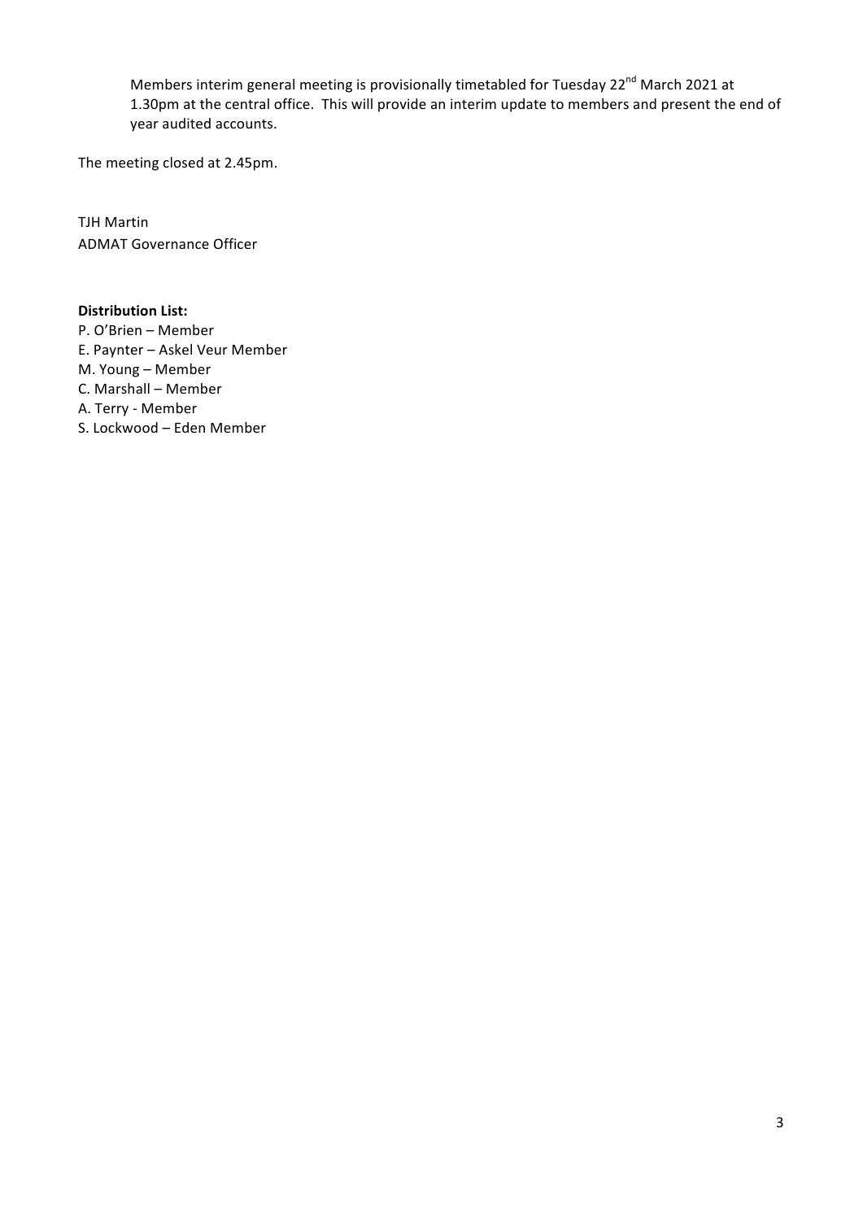Members interim general meeting is provisionally timetabled for Tuesday 22nd March 2021 at 1.30pm at the central office. This will provide an interim update to members and present the end of year audited accounts.

The meeting closed at 2.45pm.

TJH Martin
ADMAT Governance Officer

**Distribution List:**
P. O'Brien – Member
E. Paynter – Askel Veur Member
M. Young – Member
C. Marshall – Member
A. Terry - Member
S. Lockwood – Eden Member